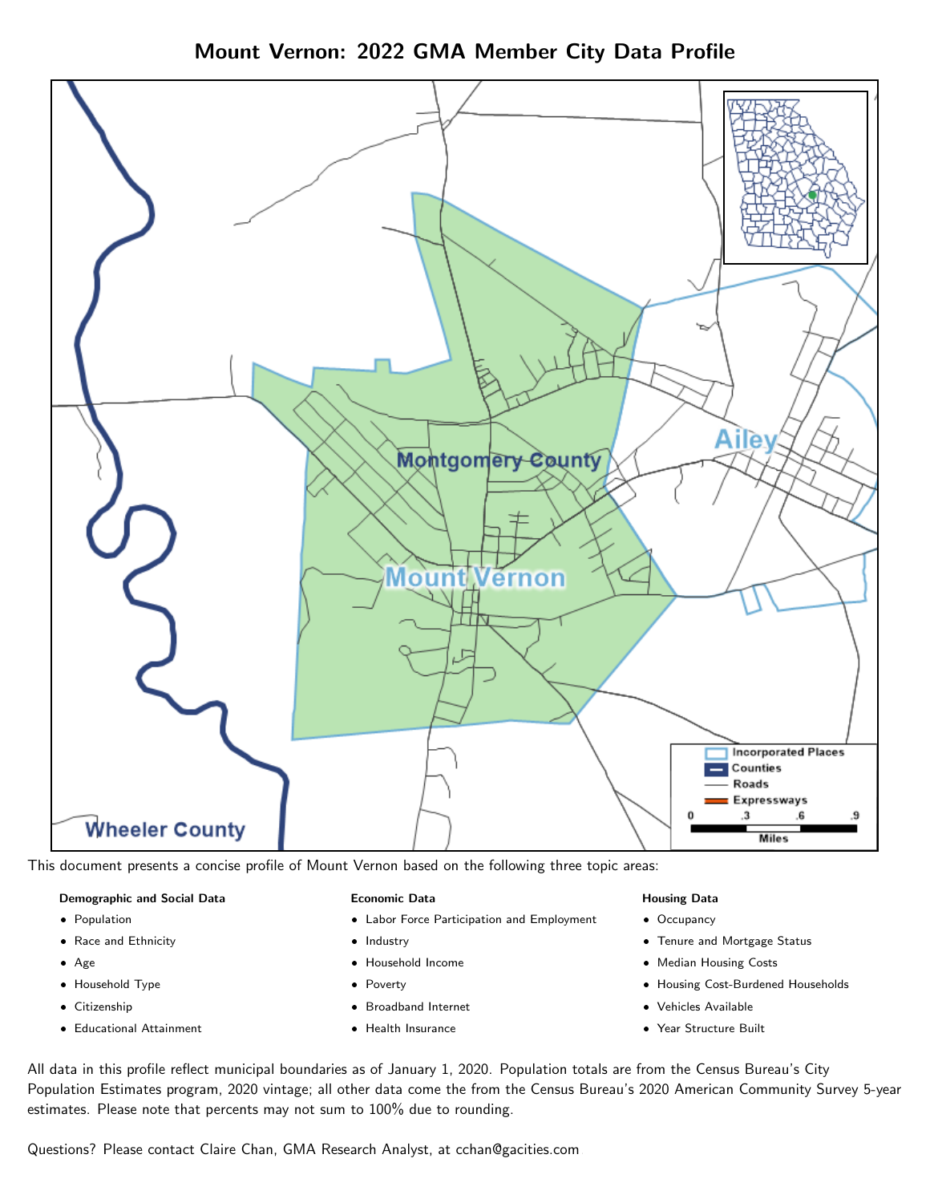# Mount Vernon: 2022 GMA Member City Data Profile

This document presents a concise profile of Mount Vernon based on the following three topic areas:

**Demographic and Social Data**

- Population
- Race and Ethnicity
- Age
- Household Type
- Citizenship
- Educational Attainment

**Economic Data**

- Labor Force Participation and Employment
- Industry
- Household Income
- Poverty
- Broadband Internet
- Health Insurance

**Housing Data**

- Occupancy
- Tenure and Mortgage Status
- Median Housing Costs
- Housing Cost-Burdened Households
- Vehicles Available
- Year Structure Built

All data in this profile reflect municipal boundaries as of January 1, 2020. Population totals are from the Census Bureau's City Population Estimates program, 2020 vintage; all other data come the from the Census Bureau's 2020 American Community Survey 5-year estimates. Please note that percents may not sum to 100% due to rounding.

Questions? Please contact Claire Chan, GMA Research Analyst, at cchan@gacities.com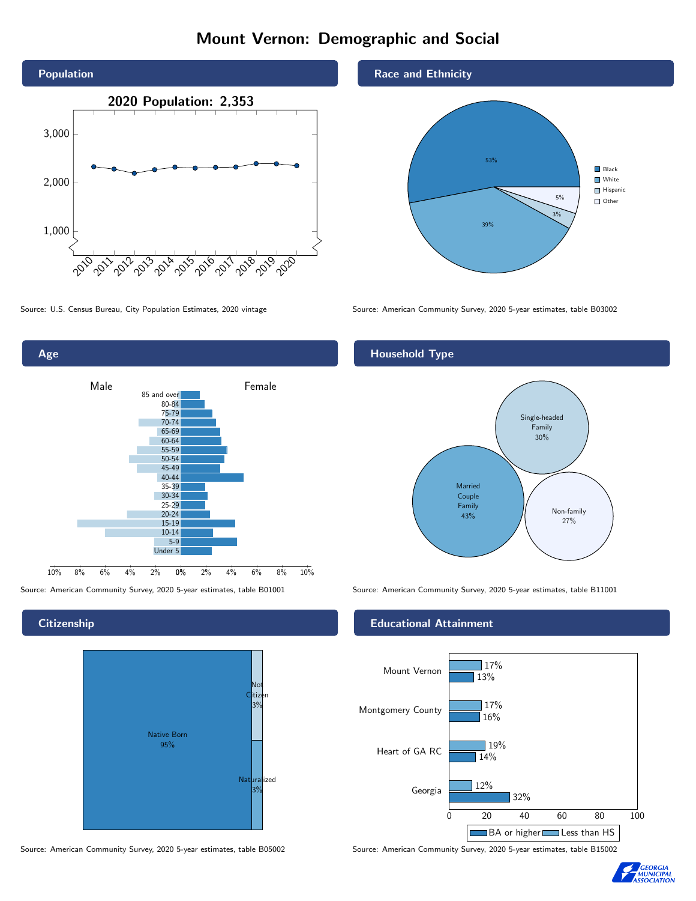# Mount Vernon: Demographic and Social

## Population

2020 Population: 2,353

Source: U.S. Census Bureau, City Population Estimates, 2020 vintage

## Race and Ethnicity

| Race/Ethnicity | Share |
| --- | --- |
| Black | 53% |
| White | 39% |
| Hispanic | 3% |
| Other | 5% |

Source: American Community Survey, 2020 5-year estimates, table B03002

## Age

Source: American Community Survey, 2020 5-year estimates, table B01001

## Household Type

| Household Type | Share |
| --- | --- |
| Married Couple Family | 43% |
| Single-headed Family | 30% |
| Non-family | 27% |

Source: American Community Survey, 2020 5-year estimates, table B11001

## Citizenship

| Citizenship | Share |
| --- | --- |
| Native Born | 95% |
| Not Citizen | 3% |
| Naturalized | 3% |

Source: American Community Survey, 2020 5-year estimates, table B05002

## Educational Attainment

| Area | Less than HS | BA or higher |
| --- | --- | --- |
| Mount Vernon | 17% | 13% |
| Montgomery County | 17% | 16% |
| Heart of GA RC | 19% | 14% |
| Georgia | 12% | 32% |

Source: American Community Survey, 2020 5-year estimates, table B15002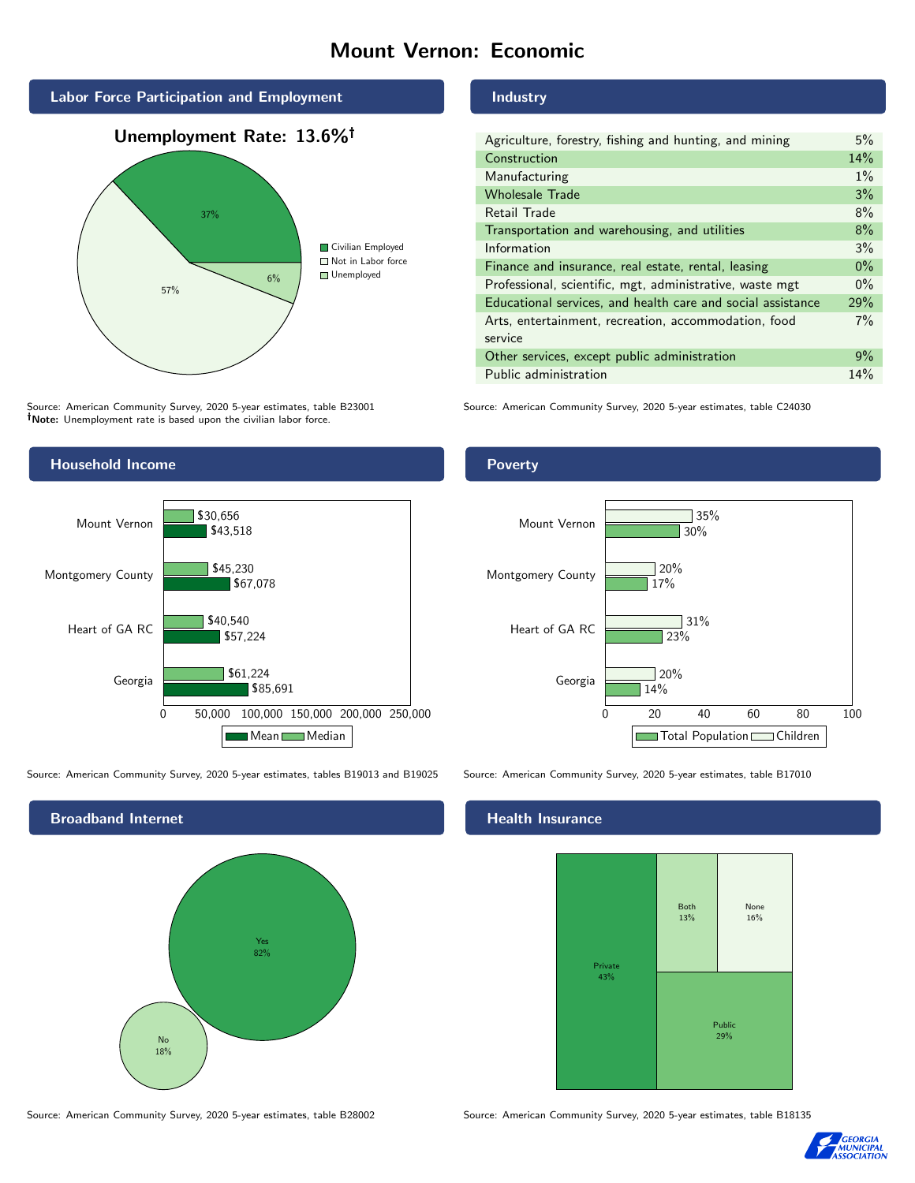# Mount Vernon: Economic

## Labor Force Participation and Employment

**Unemployment Rate: 13.6%†**

| Category | Percent |
|---|---|
| Civilian Employed | 37% |
| Not in Labor force | 57% |
| Unemployed | 6% |

Source: American Community Survey, 2020 5-year estimates, table B23001
**†Note:** Unemployment rate is based upon the civilian labor force.

## Industry

| Industry | Percent |
|---|---|
| Agriculture, forestry, fishing and hunting, and mining | 5% |
| Construction | 14% |
| Manufacturing | 1% |
| Wholesale Trade | 3% |
| Retail Trade | 8% |
| Transportation and warehousing, and utilities | 8% |
| Information | 3% |
| Finance and insurance, real estate, rental, leasing | 0% |
| Professional, scientific, mgt, administrative, waste mgt | 0% |
| Educational services, and health care and social assistance | 29% |
| Arts, entertainment, recreation, accommodation, food service | 7% |
| Other services, except public administration | 9% |
| Public administration | 14% |

Source: American Community Survey, 2020 5-year estimates, table C24030

## Household Income

| | Median | Mean |
|---|---|---|
| Mount Vernon | $30,656 | $43,518 |
| Montgomery County | $45,230 | $67,078 |
| Heart of GA RC | $40,540 | $57,224 |
| Georgia | $61,224 | $85,691 |

Source: American Community Survey, 2020 5-year estimates, tables B19013 and B19025

## Poverty

| | Children | Total Population |
|---|---|---|
| Mount Vernon | 35% | 30% |
| Montgomery County | 20% | 17% |
| Heart of GA RC | 31% | 23% |
| Georgia | 20% | 14% |

Source: American Community Survey, 2020 5-year estimates, table B17010

## Broadband Internet

| | Percent |
|---|---|
| Yes | 82% |
| No | 18% |

Source: American Community Survey, 2020 5-year estimates, table B28002

## Health Insurance

| | Percent |
|---|---|
| Private | 43% |
| Both | 13% |
| None | 16% |
| Public | 29% |

Source: American Community Survey, 2020 5-year estimates, table B18135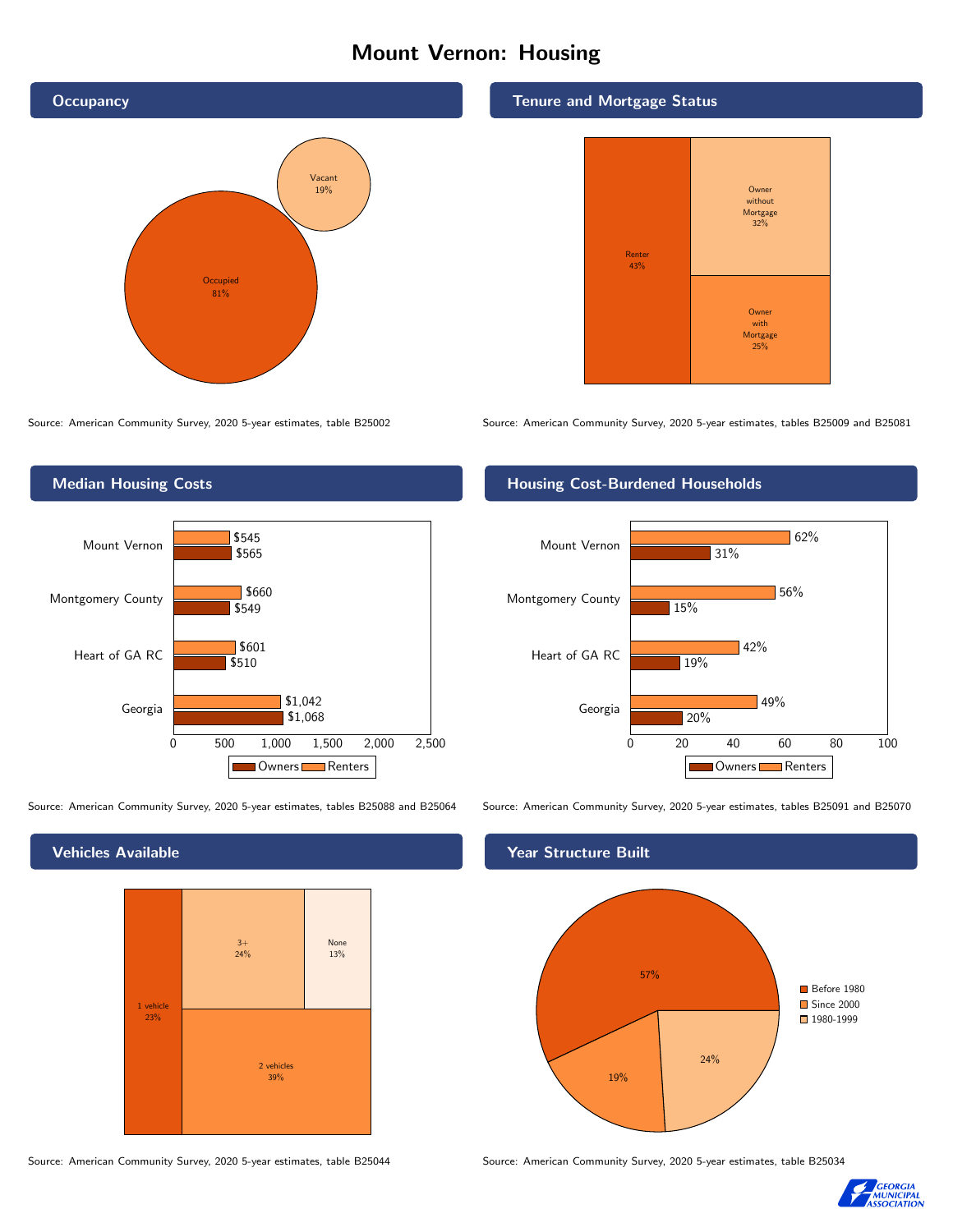# Mount Vernon: Housing

## Occupancy

Vacant
19%

Occupied
81%

Source: American Community Survey, 2020 5-year estimates, table B25002

## Tenure and Mortgage Status

Renter
43%

Owner without Mortgage
32%

Owner with Mortgage
25%

Source: American Community Survey, 2020 5-year estimates, tables B25009 and B25081

## Median Housing Costs

Mount Vernon
$545
$565

Montgomery County
$660
$549

Heart of GA RC
$601
$510

Georgia
$1,042
$1,068

0 500 1,000 1,500 2,000 2,500

Owners Renters

Source: American Community Survey, 2020 5-year estimates, tables B25088 and B25064

## Housing Cost-Burdened Households

Mount Vernon
62%
31%

Montgomery County
56%
15%

Heart of GA RC
42%
19%

Georgia
49%
20%

0 20 40 60 80 100

Owners Renters

Source: American Community Survey, 2020 5-year estimates, tables B25091 and B25070

## Vehicles Available

1 vehicle
23%

3+
24%

None
13%

2 vehicles
39%

Source: American Community Survey, 2020 5-year estimates, table B25044

## Year Structure Built

57%

19%

24%

Before 1980
Since 2000
1980-1999

Source: American Community Survey, 2020 5-year estimates, table B25034